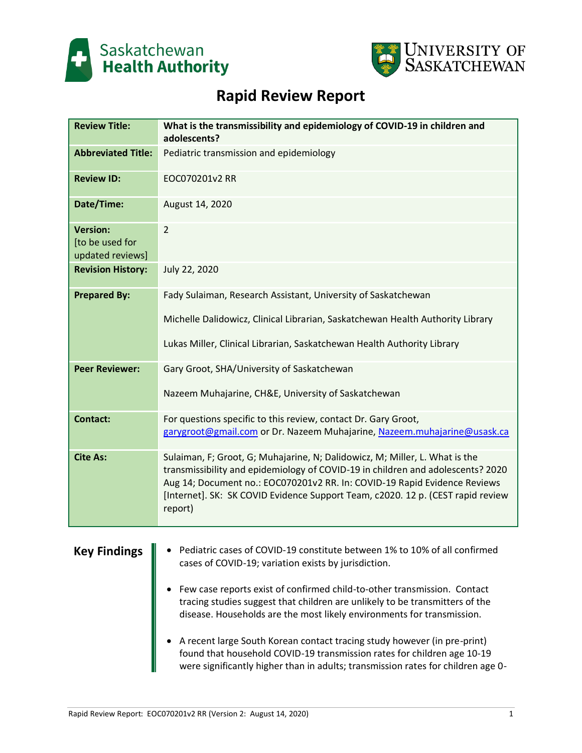# Rapid Review Report

| | |
|---|---|
| **Review Title:** | **What is the transmissibility and epidemiology of COVID-19 in children and adolescents?** |
| **Abbreviated Title:** | Pediatric transmission and epidemiology |
| **Review ID:** | EOC070201v2 RR |
| **Date/Time:** | August 14, 2020 |
| **Version:** [to be used for updated reviews] | 2 |
| **Revision History:** | July 22, 2020 |
| **Prepared By:** | Fady Sulaiman, Research Assistant, University of Saskatchewan<br><br>Michelle Dalidowicz, Clinical Librarian, Saskatchewan Health Authority Library<br><br>Lukas Miller, Clinical Librarian, Saskatchewan Health Authority Library |
| **Peer Reviewer:** | Gary Groot, SHA/University of Saskatchewan<br><br>Nazeem Muhajarine, CH&E, University of Saskatchewan |
| **Contact:** | For questions specific to this review, contact Dr. Gary Groot, garygroot@gmail.com or Dr. Nazeem Muhajarine, Nazeem.muhajarine@usask.ca |
| **Cite As:** | Sulaiman, F; Groot, G; Muhajarine, N; Dalidowicz, M; Miller, L. What is the transmissibility and epidemiology of COVID-19 in children and adolescents? 2020 Aug 14; Document no.: EOC070201v2 RR. In: COVID-19 Rapid Evidence Reviews [Internet]. SK: SK COVID Evidence Support Team, c2020. 12 p. (CEST rapid review report) |

## Key Findings

- Pediatric cases of COVID-19 constitute between 1% to 10% of all confirmed cases of COVID-19; variation exists by jurisdiction.
- Few case reports exist of confirmed child-to-other transmission. Contact tracing studies suggest that children are unlikely to be transmitters of the disease. Households are the most likely environments for transmission.
- A recent large South Korean contact tracing study however (in pre-print) found that household COVID-19 transmission rates for children age 10-19 were significantly higher than in adults; transmission rates for children age 0-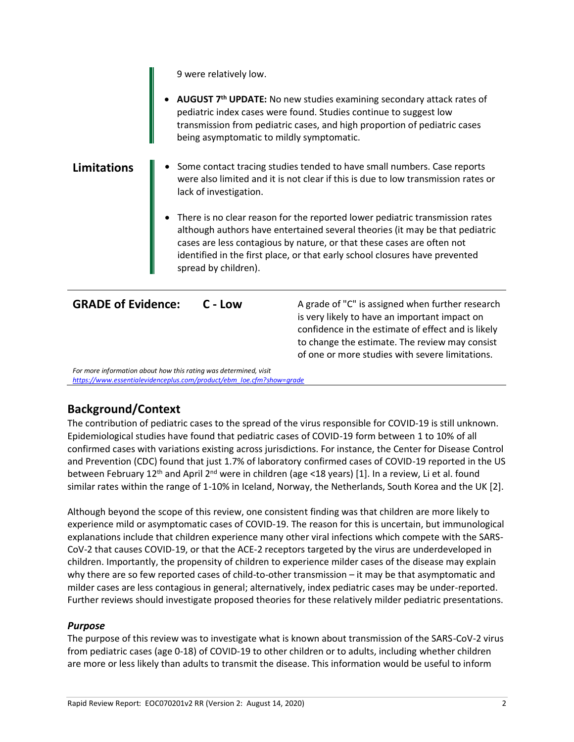9 were relatively low.

- **AUGUST 7th UPDATE:** No new studies examining secondary attack rates of pediatric index cases were found. Studies continue to suggest low transmission from pediatric cases, and high proportion of pediatric cases being asymptomatic to mildly symptomatic.

**Limitations**

- Some contact tracing studies tended to have small numbers. Case reports were also limited and it is not clear if this is due to low transmission rates or lack of investigation.
- There is no clear reason for the reported lower pediatric transmission rates although authors have entertained several theories (it may be that pediatric cases are less contagious by nature, or that these cases are often not identified in the first place, or that early school closures have prevented spread by children).

**GRADE of Evidence:** **C - Low**

A grade of "C" is assigned when further research is very likely to have an important impact on confidence in the estimate of effect and is likely to change the estimate. The review may consist of one or more studies with severe limitations.

*For more information about how this rating was determined, visit [https://www.essentialevidenceplus.com/product/ebm_loe.cfm?show=grade](https://www.essentialevidenceplus.com/product/ebm_loe.cfm?show=grade)*

## Background/Context

The contribution of pediatric cases to the spread of the virus responsible for COVID-19 is still unknown. Epidemiological studies have found that pediatric cases of COVID-19 form between 1 to 10% of all confirmed cases with variations existing across jurisdictions. For instance, the Center for Disease Control and Prevention (CDC) found that just 1.7% of laboratory confirmed cases of COVID-19 reported in the US between February 12th and April 2nd were in children (age <18 years) [1]. In a review, Li et al. found similar rates within the range of 1-10% in Iceland, Norway, the Netherlands, South Korea and the UK [2].

Although beyond the scope of this review, one consistent finding was that children are more likely to experience mild or asymptomatic cases of COVID-19. The reason for this is uncertain, but immunological explanations include that children experience many other viral infections which compete with the SARS-CoV-2 that causes COVID-19, or that the ACE-2 receptors targeted by the virus are underdeveloped in children. Importantly, the propensity of children to experience milder cases of the disease may explain why there are so few reported cases of child-to-other transmission – it may be that asymptomatic and milder cases are less contagious in general; alternatively, index pediatric cases may be under-reported. Further reviews should investigate proposed theories for these relatively milder pediatric presentations.

### *Purpose*

The purpose of this review was to investigate what is known about transmission of the SARS-CoV-2 virus from pediatric cases (age 0-18) of COVID-19 to other children or to adults, including whether children are more or less likely than adults to transmit the disease. This information would be useful to inform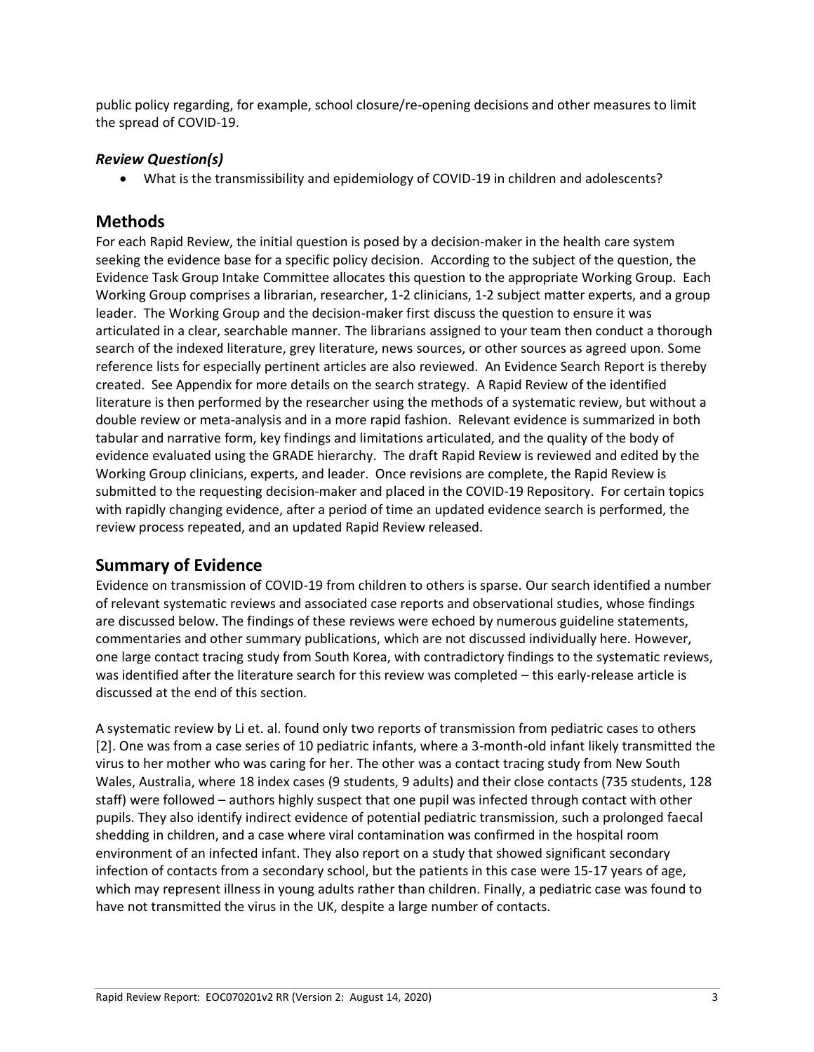public policy regarding, for example, school closure/re-opening decisions and other measures to limit the spread of COVID-19.

### *Review Question(s)*

- What is the transmissibility and epidemiology of COVID-19 in children and adolescents?

## Methods

For each Rapid Review, the initial question is posed by a decision-maker in the health care system seeking the evidence base for a specific policy decision. According to the subject of the question, the Evidence Task Group Intake Committee allocates this question to the appropriate Working Group. Each Working Group comprises a librarian, researcher, 1-2 clinicians, 1-2 subject matter experts, and a group leader. The Working Group and the decision-maker first discuss the question to ensure it was articulated in a clear, searchable manner. The librarians assigned to your team then conduct a thorough search of the indexed literature, grey literature, news sources, or other sources as agreed upon. Some reference lists for especially pertinent articles are also reviewed. An Evidence Search Report is thereby created. See Appendix for more details on the search strategy. A Rapid Review of the identified literature is then performed by the researcher using the methods of a systematic review, but without a double review or meta-analysis and in a more rapid fashion. Relevant evidence is summarized in both tabular and narrative form, key findings and limitations articulated, and the quality of the body of evidence evaluated using the GRADE hierarchy. The draft Rapid Review is reviewed and edited by the Working Group clinicians, experts, and leader. Once revisions are complete, the Rapid Review is submitted to the requesting decision-maker and placed in the COVID-19 Repository. For certain topics with rapidly changing evidence, after a period of time an updated evidence search is performed, the review process repeated, and an updated Rapid Review released.

## Summary of Evidence

Evidence on transmission of COVID-19 from children to others is sparse. Our search identified a number of relevant systematic reviews and associated case reports and observational studies, whose findings are discussed below. The findings of these reviews were echoed by numerous guideline statements, commentaries and other summary publications, which are not discussed individually here. However, one large contact tracing study from South Korea, with contradictory findings to the systematic reviews, was identified after the literature search for this review was completed – this early-release article is discussed at the end of this section.

A systematic review by Li et. al. found only two reports of transmission from pediatric cases to others [2]. One was from a case series of 10 pediatric infants, where a 3-month-old infant likely transmitted the virus to her mother who was caring for her. The other was a contact tracing study from New South Wales, Australia, where 18 index cases (9 students, 9 adults) and their close contacts (735 students, 128 staff) were followed – authors highly suspect that one pupil was infected through contact with other pupils. They also identify indirect evidence of potential pediatric transmission, such a prolonged faecal shedding in children, and a case where viral contamination was confirmed in the hospital room environment of an infected infant. They also report on a study that showed significant secondary infection of contacts from a secondary school, but the patients in this case were 15-17 years of age, which may represent illness in young adults rather than children. Finally, a pediatric case was found to have not transmitted the virus in the UK, despite a large number of contacts.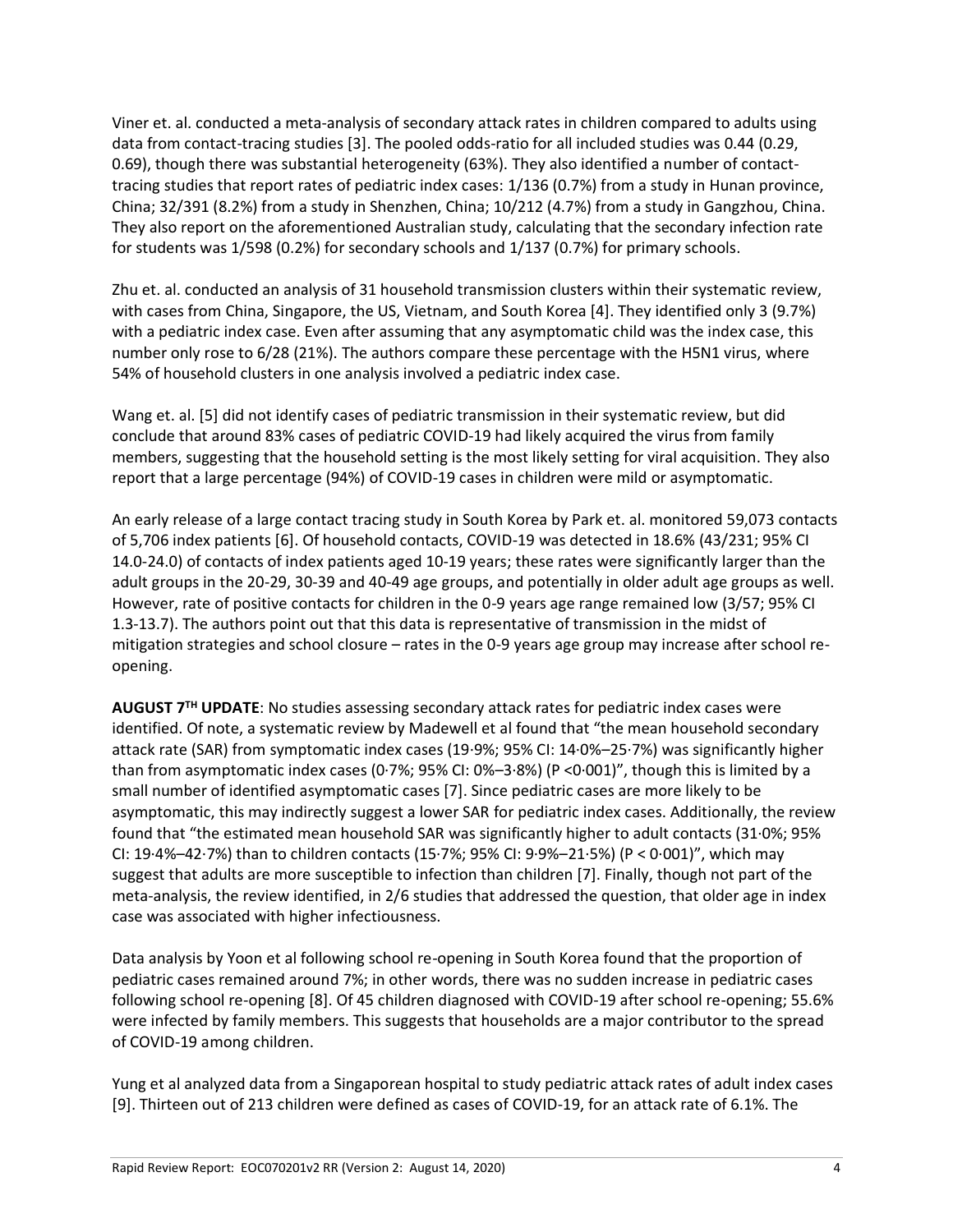Viner et. al. conducted a meta-analysis of secondary attack rates in children compared to adults using data from contact-tracing studies [3]. The pooled odds-ratio for all included studies was 0.44 (0.29, 0.69), though there was substantial heterogeneity (63%). They also identified a number of contact-tracing studies that report rates of pediatric index cases: 1/136 (0.7%) from a study in Hunan province, China; 32/391 (8.2%) from a study in Shenzhen, China; 10/212 (4.7%) from a study in Gangzhou, China. They also report on the aforementioned Australian study, calculating that the secondary infection rate for students was 1/598 (0.2%) for secondary schools and 1/137 (0.7%) for primary schools.

Zhu et. al. conducted an analysis of 31 household transmission clusters within their systematic review, with cases from China, Singapore, the US, Vietnam, and South Korea [4]. They identified only 3 (9.7%) with a pediatric index case. Even after assuming that any asymptomatic child was the index case, this number only rose to 6/28 (21%). The authors compare these percentage with the H5N1 virus, where 54% of household clusters in one analysis involved a pediatric index case.

Wang et. al. [5] did not identify cases of pediatric transmission in their systematic review, but did conclude that around 83% cases of pediatric COVID-19 had likely acquired the virus from family members, suggesting that the household setting is the most likely setting for viral acquisition. They also report that a large percentage (94%) of COVID-19 cases in children were mild or asymptomatic.

An early release of a large contact tracing study in South Korea by Park et. al. monitored 59,073 contacts of 5,706 index patients [6]. Of household contacts, COVID-19 was detected in 18.6% (43/231; 95% CI 14.0-24.0) of contacts of index patients aged 10-19 years; these rates were significantly larger than the adult groups in the 20-29, 30-39 and 40-49 age groups, and potentially in older adult age groups as well. However, rate of positive contacts for children in the 0-9 years age range remained low (3/57; 95% CI 1.3-13.7). The authors point out that this data is representative of transmission in the midst of mitigation strategies and school closure – rates in the 0-9 years age group may increase after school re-opening.

**AUGUST 7[TH] UPDATE**: No studies assessing secondary attack rates for pediatric index cases were identified. Of note, a systematic review by Madewell et al found that "the mean household secondary attack rate (SAR) from symptomatic index cases (19·9%; 95% CI: 14·0%–25·7%) was significantly higher than from asymptomatic index cases (0·7%; 95% CI: 0%–3·8%) (P <0·001)", though this is limited by a small number of identified asymptomatic cases [7]. Since pediatric cases are more likely to be asymptomatic, this may indirectly suggest a lower SAR for pediatric index cases. Additionally, the review found that "the estimated mean household SAR was significantly higher to adult contacts (31·0%; 95% CI: 19·4%–42·7%) than to children contacts (15·7%; 95% CI: 9·9%–21·5%) (P < 0·001)", which may suggest that adults are more susceptible to infection than children [7]. Finally, though not part of the meta-analysis, the review identified, in 2/6 studies that addressed the question, that older age in index case was associated with higher infectiousness.

Data analysis by Yoon et al following school re-opening in South Korea found that the proportion of pediatric cases remained around 7%; in other words, there was no sudden increase in pediatric cases following school re-opening [8]. Of 45 children diagnosed with COVID-19 after school re-opening; 55.6% were infected by family members. This suggests that households are a major contributor to the spread of COVID-19 among children.

Yung et al analyzed data from a Singaporean hospital to study pediatric attack rates of adult index cases [9]. Thirteen out of 213 children were defined as cases of COVID-19, for an attack rate of 6.1%. The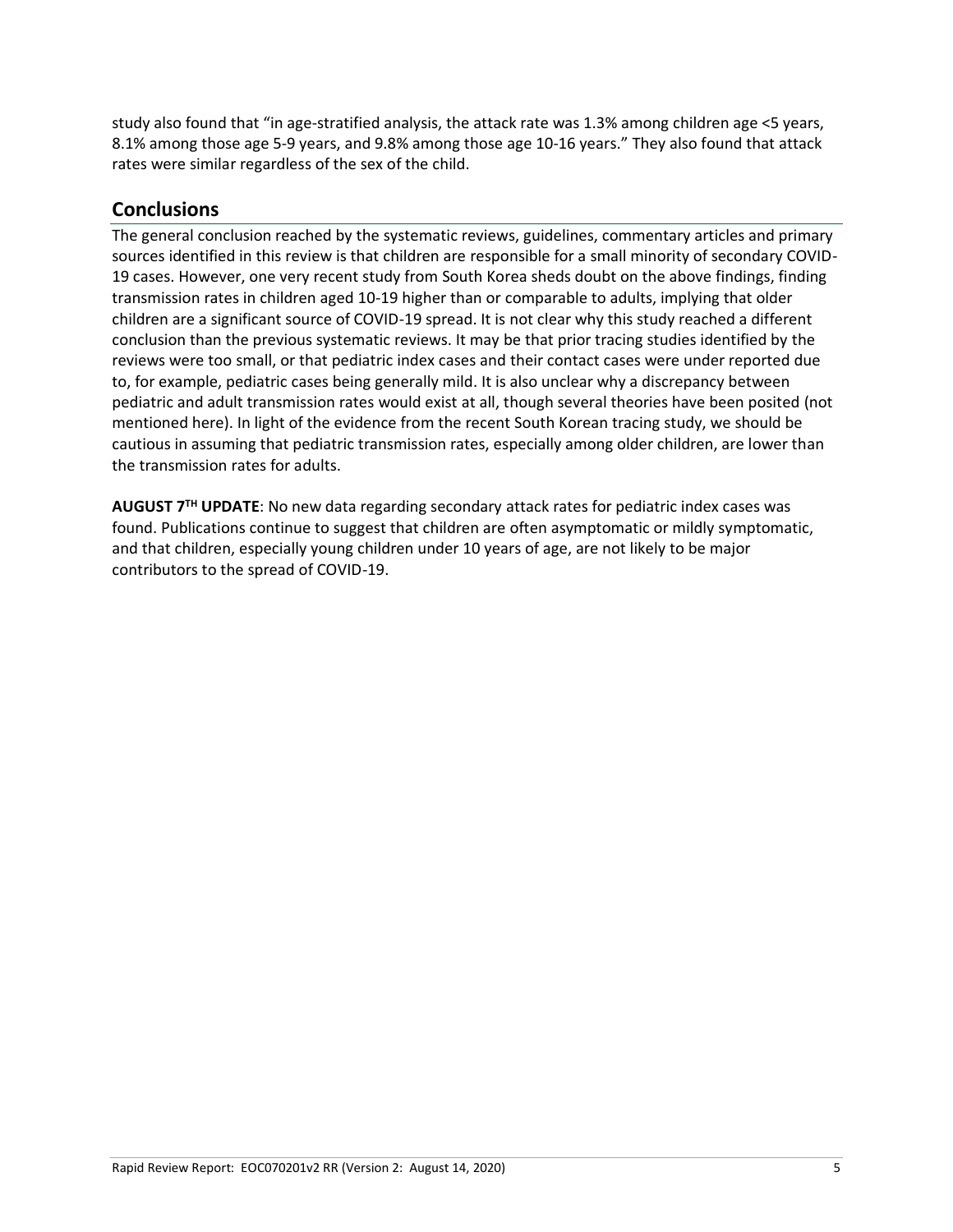study also found that "in age-stratified analysis, the attack rate was 1.3% among children age <5 years, 8.1% among those age 5-9 years, and 9.8% among those age 10-16 years." They also found that attack rates were similar regardless of the sex of the child.

## Conclusions

The general conclusion reached by the systematic reviews, guidelines, commentary articles and primary sources identified in this review is that children are responsible for a small minority of secondary COVID-19 cases. However, one very recent study from South Korea sheds doubt on the above findings, finding transmission rates in children aged 10-19 higher than or comparable to adults, implying that older children are a significant source of COVID-19 spread. It is not clear why this study reached a different conclusion than the previous systematic reviews. It may be that prior tracing studies identified by the reviews were too small, or that pediatric index cases and their contact cases were under reported due to, for example, pediatric cases being generally mild. It is also unclear why a discrepancy between pediatric and adult transmission rates would exist at all, though several theories have been posited (not mentioned here). In light of the evidence from the recent South Korean tracing study, we should be cautious in assuming that pediatric transmission rates, especially among older children, are lower than the transmission rates for adults.

**AUGUST 7TH UPDATE**: No new data regarding secondary attack rates for pediatric index cases was found. Publications continue to suggest that children are often asymptomatic or mildly symptomatic, and that children, especially young children under 10 years of age, are not likely to be major contributors to the spread of COVID-19.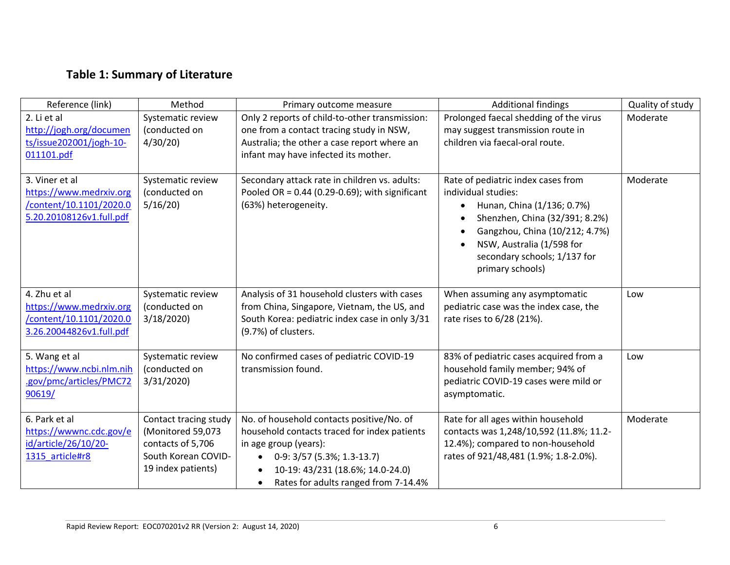## Table 1: Summary of Literature

| Reference (link) | Method | Primary outcome measure | Additional findings | Quality of study |
|---|---|---|---|---|
| 2. Li et al http://jogh.org/documents/issue202001/jogh-10-011101.pdf | Systematic review (conducted on 4/30/20) | Only 2 reports of child-to-other transmission: one from a contact tracing study in NSW, Australia; the other a case report where an infant may have infected its mother. | Prolonged faecal shedding of the virus may suggest transmission route in children via faecal-oral route. | Moderate |
| 3. Viner et al https://www.medrxiv.org/content/10.1101/2020.05.20.20108126v1.full.pdf | Systematic review (conducted on 5/16/20) | Secondary attack rate in children vs. adults: Pooled OR = 0.44 (0.29-0.69); with significant (63%) heterogeneity. | Rate of pediatric index cases from individual studies: <br>• Hunan, China (1/136; 0.7%) <br>• Shenzhen, China (32/391; 8.2%) <br>• Gangzhou, China (10/212; 4.7%) <br>• NSW, Australia (1/598 for secondary schools; 1/137 for primary schools) | Moderate |
| 4. Zhu et al https://www.medrxiv.org/content/10.1101/2020.03.26.20044826v1.full.pdf | Systematic review (conducted on 3/18/2020) | Analysis of 31 household clusters with cases from China, Singapore, Vietnam, the US, and South Korea: pediatric index case in only 3/31 (9.7%) of clusters. | When assuming any asymptomatic pediatric case was the index case, the rate rises to 6/28 (21%). | Low |
| 5. Wang et al https://www.ncbi.nlm.nih.gov/pmc/articles/PMC7290619/ | Systematic review (conducted on 3/31/2020) | No confirmed cases of pediatric COVID-19 transmission found. | 83% of pediatric cases acquired from a household family member; 94% of pediatric COVID-19 cases were mild or asymptomatic. | Low |
| 6. Park et al https://wwwnc.cdc.gov/eid/article/26/10/20-1315_article#r8 | Contact tracing study (Monitored 59,073 contacts of 5,706 South Korean COVID-19 index patients) | No. of household contacts positive/No. of household contacts traced for index patients in age group (years): <br>• 0-9: 3/57 (5.3%; 1.3-13.7) <br>• 10-19: 43/231 (18.6%; 14.0-24.0) <br>• Rates for adults ranged from 7-14.4% | Rate for all ages within household contacts was 1,248/10,592 (11.8%; 11.2-12.4%); compared to non-household rates of 921/48,481 (1.9%; 1.8-2.0%). | Moderate |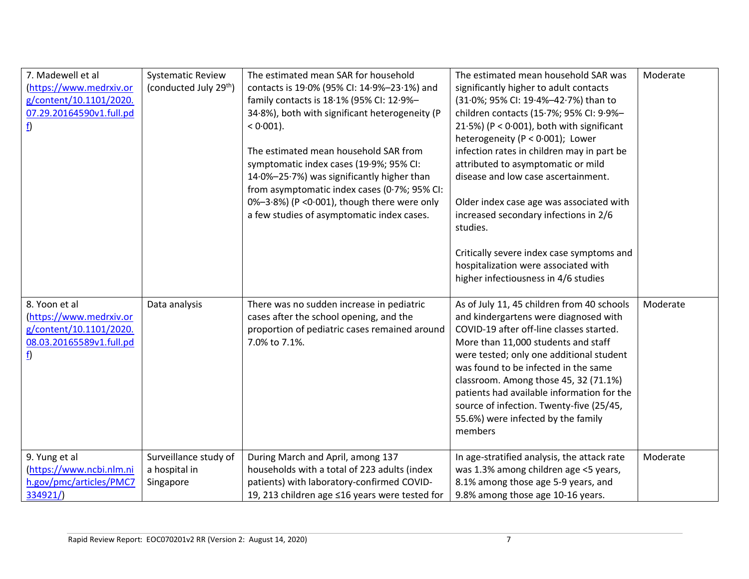| 7. Madewell et al (https://www.medrxiv.org/content/10.1101/2020.07.29.20164590v1.full.pdf) | Systematic Review (conducted July 29th) | The estimated mean SAR for household contacts is 19·0% (95% CI: 14·9%–23·1%) and family contacts is 18·1% (95% CI: 12·9%–34·8%), both with significant heterogeneity (P < 0·001).<br><br>The estimated mean household SAR from symptomatic index cases (19·9%; 95% CI: 14·0%–25·7%) was significantly higher than from asymptomatic index cases (0·7%; 95% CI: 0%–3·8%) (P <0·001), though there were only a few studies of asymptomatic index cases. | The estimated mean household SAR was significantly higher to adult contacts (31·0%; 95% CI: 19·4%–42·7%) than to children contacts (15·7%; 95% CI: 9·9%–21·5%) (P < 0·001), both with significant heterogeneity (P < 0·001); Lower infection rates in children may in part be attributed to asymptomatic or mild disease and low case ascertainment.<br><br>Older index case age was associated with increased secondary infections in 2/6 studies.<br><br>Critically severe index case symptoms and hospitalization were associated with higher infectiousness in 4/6 studies | Moderate |
|---|---|---|---|---|
| 8. Yoon et al (https://www.medrxiv.org/content/10.1101/2020.08.03.20165589v1.full.pdf) | Data analysis | There was no sudden increase in pediatric cases after the school opening, and the proportion of pediatric cases remained around 7.0% to 7.1%. | As of July 11, 45 children from 40 schools and kindergartens were diagnosed with COVID-19 after off-line classes started. More than 11,000 students and staff were tested; only one additional student was found to be infected in the same classroom. Among those 45, 32 (71.1%) patients had available information for the source of infection. Twenty-five (25/45, 55.6%) were infected by the family members | Moderate |
| 9. Yung et al (https://www.ncbi.nlm.nih.gov/pmc/articles/PMC7334921/) | Surveillance study of a hospital in Singapore | During March and April, among 137 households with a total of 223 adults (index patients) with laboratory-confirmed COVID-19, 213 children age ≤16 years were tested for | In age-stratified analysis, the attack rate was 1.3% among children age <5 years, 8.1% among those age 5-9 years, and 9.8% among those age 10-16 years. | Moderate |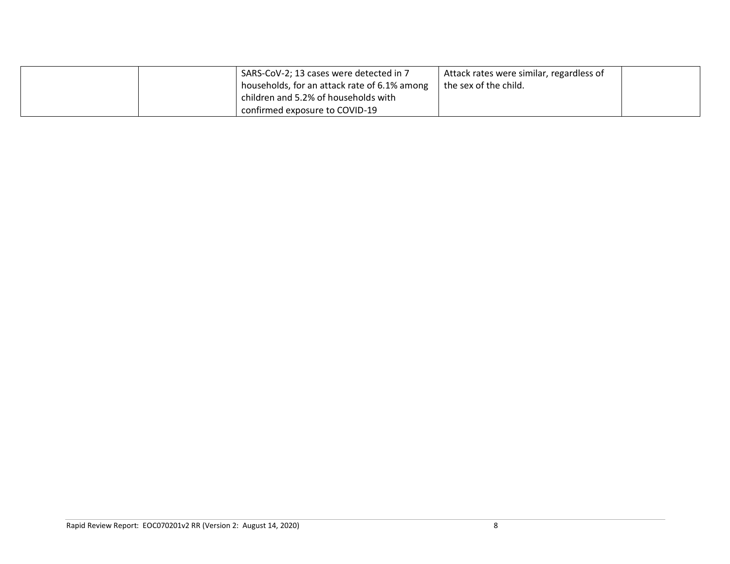| | | | | |
|---|---|---|---|---|
| | | SARS-CoV-2; 13 cases were detected in 7 households, for an attack rate of 6.1% among children and 5.2% of households with confirmed exposure to COVID-19 | Attack rates were similar, regardless of the sex of the child. | |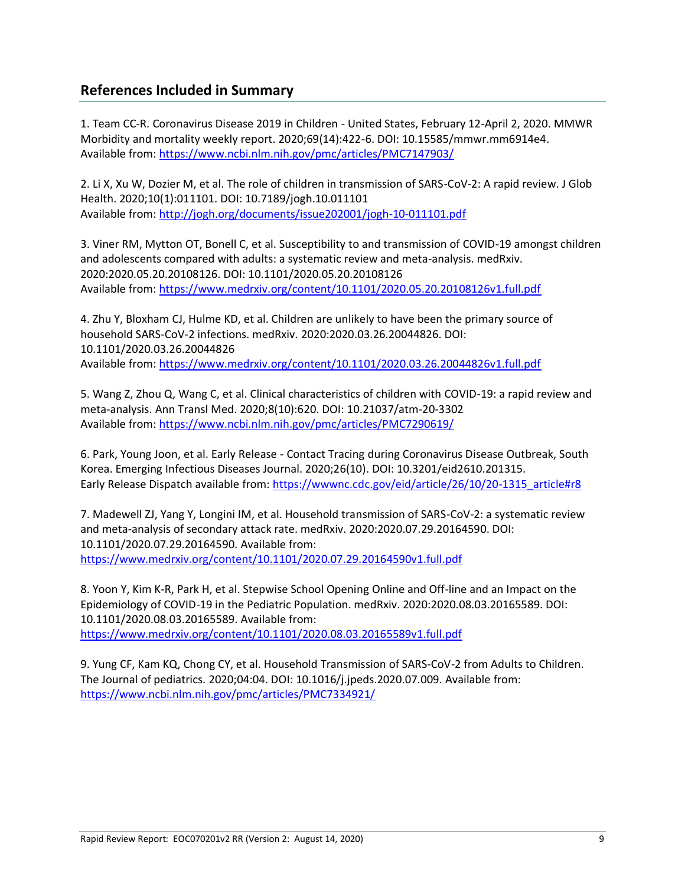## References Included in Summary

1. Team CC-R. Coronavirus Disease 2019 in Children - United States, February 12-April 2, 2020. MMWR Morbidity and mortality weekly report. 2020;69(14):422-6. DOI: 10.15585/mmwr.mm6914e4. Available from: https://www.ncbi.nlm.nih.gov/pmc/articles/PMC7147903/

2. Li X, Xu W, Dozier M, et al. The role of children in transmission of SARS-CoV-2: A rapid review. J Glob Health. 2020;10(1):011101. DOI: 10.7189/jogh.10.011101
Available from: http://jogh.org/documents/issue202001/jogh-10-011101.pdf

3. Viner RM, Mytton OT, Bonell C, et al. Susceptibility to and transmission of COVID-19 amongst children and adolescents compared with adults: a systematic review and meta-analysis. medRxiv. 2020:2020.05.20.20108126. DOI: 10.1101/2020.05.20.20108126
Available from: https://www.medrxiv.org/content/10.1101/2020.05.20.20108126v1.full.pdf

4. Zhu Y, Bloxham CJ, Hulme KD, et al. Children are unlikely to have been the primary source of household SARS-CoV-2 infections. medRxiv. 2020:2020.03.26.20044826. DOI: 10.1101/2020.03.26.20044826
Available from: https://www.medrxiv.org/content/10.1101/2020.03.26.20044826v1.full.pdf

5. Wang Z, Zhou Q, Wang C, et al. Clinical characteristics of children with COVID-19: a rapid review and meta-analysis. Ann Transl Med. 2020;8(10):620. DOI: 10.21037/atm-20-3302
Available from: https://www.ncbi.nlm.nih.gov/pmc/articles/PMC7290619/

6. Park, Young Joon, et al. Early Release - Contact Tracing during Coronavirus Disease Outbreak, South Korea. Emerging Infectious Diseases Journal. 2020;26(10). DOI: 10.3201/eid2610.201315.
Early Release Dispatch available from: https://wwwnc.cdc.gov/eid/article/26/10/20-1315_article#r8

7. Madewell ZJ, Yang Y, Longini IM, et al. Household transmission of SARS-CoV-2: a systematic review and meta-analysis of secondary attack rate. medRxiv. 2020:2020.07.29.20164590. DOI: 10.1101/2020.07.29.20164590. Available from:
https://www.medrxiv.org/content/10.1101/2020.07.29.20164590v1.full.pdf

8. Yoon Y, Kim K-R, Park H, et al. Stepwise School Opening Online and Off-line and an Impact on the Epidemiology of COVID-19 in the Pediatric Population. medRxiv. 2020:2020.08.03.20165589. DOI: 10.1101/2020.08.03.20165589. Available from:
https://www.medrxiv.org/content/10.1101/2020.08.03.20165589v1.full.pdf

9. Yung CF, Kam KQ, Chong CY, et al. Household Transmission of SARS-CoV-2 from Adults to Children. The Journal of pediatrics. 2020;04:04. DOI: 10.1016/j.jpeds.2020.07.009. Available from:
https://www.ncbi.nlm.nih.gov/pmc/articles/PMC7334921/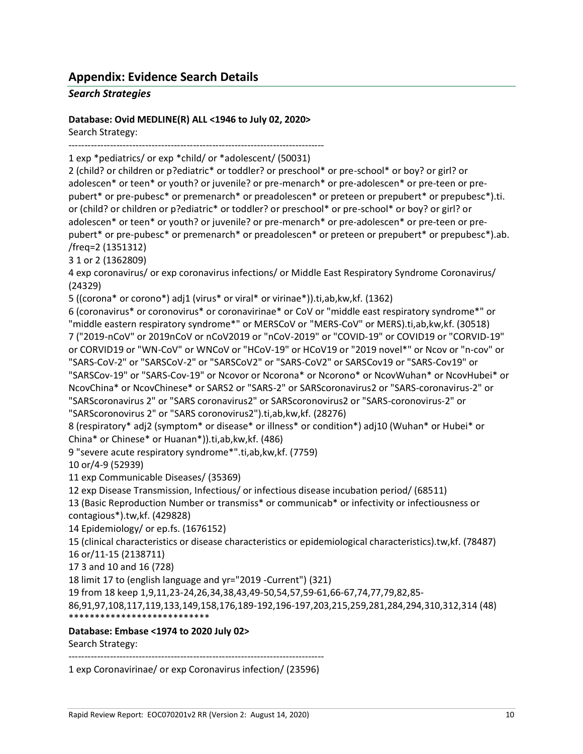## Appendix: Evidence Search Details

### *Search Strategies*

**Database: Ovid MEDLINE(R) ALL <1946 to July 02, 2020>**

Search Strategy:

--------------------------------------------------------------------------------

1 exp *pediatrics/ or exp *child/ or *adolescent/ (50031)

2 (child? or children or p?ediatric* or toddler? or preschool* or pre-school* or boy? or girl? or adolescen* or teen* or youth? or juvenile? or pre-menarch* or pre-adolescen* or pre-teen or pre-pubert* or pre-pubesc* or premenarch* or preadolescen* or preteen or prepubert* or prepubesc*).ti. or (child? or children or p?ediatric* or toddler? or preschool* or pre-school* or boy? or girl? or adolescen* or teen* or youth? or juvenile? or pre-menarch* or pre-adolescen* or pre-teen or pre-pubert* or pre-pubesc* or premenarch* or preadolescen* or preteen or prepubert* or prepubesc*).ab. /freq=2 (1351312)

3 1 or 2 (1362809)

4 exp coronavirus/ or exp coronavirus infections/ or Middle East Respiratory Syndrome Coronavirus/ (24329)

5 ((corona* or corono*) adj1 (virus* or viral* or virinae*)).ti,ab,kw,kf. (1362)

6 (coronavirus* or coronovirus* or coronavirinae* or CoV or "middle east respiratory syndrome*" or "middle eastern respiratory syndrome*" or MERSCoV or "MERS-CoV" or MERS).ti,ab,kw,kf. (30518)

7 ("2019-nCoV" or 2019nCoV or nCoV2019 or "nCoV-2019" or "COVID-19" or COVID19 or "CORVID-19" or CORVID19 or "WN-CoV" or WNCoV or "HCoV-19" or HCoV19 or "2019 novel*" or Ncov or "n-cov" or "SARS-CoV-2" or "SARSCoV-2" or "SARSCoV2" or "SARS-CoV2" or SARSCov19 or "SARS-Cov19" or "SARSCov-19" or "SARS-Cov-19" or Ncovor or Ncorona* or Ncorono* or NcovWuhan* or NcovHubei* or NcovChina* or NcovChinese* or SARS2 or "SARS-2" or SARScoronavirus2 or "SARS-coronavirus-2" or "SARScoronavirus 2" or "SARS coronavirus2" or SARScoronovirus2 or "SARS-coronovirus-2" or "SARScoronovirus 2" or "SARS coronovirus2").ti,ab,kw,kf. (28276)

8 (respiratory* adj2 (symptom* or disease* or illness* or condition*) adj10 (Wuhan* or Hubei* or China* or Chinese* or Huanan*)).ti,ab,kw,kf. (486)

9 "severe acute respiratory syndrome*".ti,ab,kw,kf. (7759)

10 or/4-9 (52939)

11 exp Communicable Diseases/ (35369)

12 exp Disease Transmission, Infectious/ or infectious disease incubation period/ (68511)

13 (Basic Reproduction Number or transmiss* or communicab* or infectivity or infectiousness or contagious*).tw,kf. (429828)

14 Epidemiology/ or ep.fs. (1676152)

15 (clinical characteristics or disease characteristics or epidemiological characteristics).tw,kf. (78487)

16 or/11-15 (2138711)

17 3 and 10 and 16 (728)

18 limit 17 to (english language and yr="2019 -Current") (321)

19 from 18 keep 1,9,11,23-24,26,34,38,43,49-50,54,57,59-61,66-67,74,77,79,82,85-86,91,97,108,117,119,133,149,158,176,189-192,196-197,203,215,259,281,284,294,310,312,314 (48)

***************************

**Database: Embase <1974 to 2020 July 02>**

Search Strategy:

--------------------------------------------------------------------------------

1 exp Coronavirinae/ or exp Coronavirus infection/ (23596)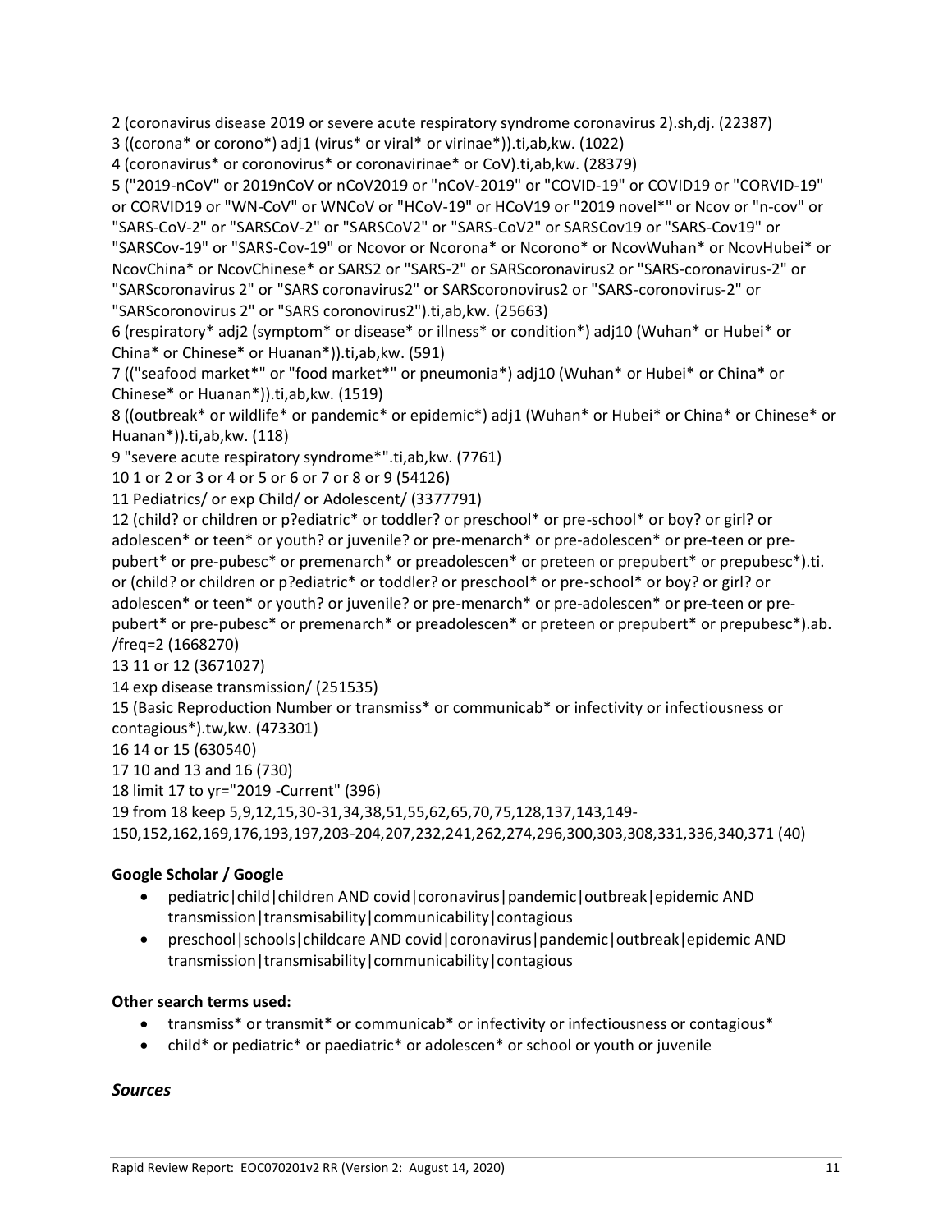2 (coronavirus disease 2019 or severe acute respiratory syndrome coronavirus 2).sh,dj. (22387)

3 ((corona* or corono*) adj1 (virus* or viral* or virinae*)).ti,ab,kw. (1022)

4 (coronavirus* or coronovirus* or coronavirinae* or CoV).ti,ab,kw. (28379)

5 ("2019-nCoV" or 2019nCoV or nCoV2019 or "nCoV-2019" or "COVID-19" or COVID19 or "CORVID-19" or CORVID19 or "WN-CoV" or WNCoV or "HCoV-19" or HCoV19 or "2019 novel*" or Ncov or "n-cov" or "SARS-CoV-2" or "SARSCoV-2" or "SARSCoV2" or "SARS-CoV2" or SARSCov19 or "SARS-Cov19" or "SARSCov-19" or "SARS-Cov-19" or Ncovor or Ncorona* or Ncorono* or NcovWuhan* or NcovHubei* or NcovChina* or NcovChinese* or SARS2 or "SARS-2" or SARScoronavirus2 or "SARS-coronavirus-2" or "SARScoronavirus 2" or "SARS coronavirus2" or SARScoronovirus2 or "SARS-coronovirus-2" or "SARScoronovirus 2" or "SARS coronovirus2").ti,ab,kw. (25663)

6 (respiratory* adj2 (symptom* or disease* or illness* or condition*) adj10 (Wuhan* or Hubei* or China* or Chinese* or Huanan*)).ti,ab,kw. (591)

7 (("seafood market*" or "food market*" or pneumonia*) adj10 (Wuhan* or Hubei* or China* or Chinese* or Huanan*)).ti,ab,kw. (1519)

8 ((outbreak* or wildlife* or pandemic* or epidemic*) adj1 (Wuhan* or Hubei* or China* or Chinese* or Huanan*)).ti,ab,kw. (118)

9 "severe acute respiratory syndrome*".ti,ab,kw. (7761)

10 1 or 2 or 3 or 4 or 5 or 6 or 7 or 8 or 9 (54126)

11 Pediatrics/ or exp Child/ or Adolescent/ (3377791)

12 (child? or children or p?ediatric* or toddler? or preschool* or pre-school* or boy? or girl? or adolescen* or teen* or youth? or juvenile? or pre-menarch* or pre-adolescen* or pre-teen or pre-pubert* or pre-pubesc* or premenarch* or preadolescen* or preteen or prepubert* or prepubesc*).ti. or (child? or children or p?ediatric* or toddler? or preschool* or pre-school* or boy? or girl? or adolescen* or teen* or youth? or juvenile? or pre-menarch* or pre-adolescen* or pre-teen or pre-pubert* or pre-pubesc* or premenarch* or preadolescen* or preteen or prepubert* or prepubesc*).ab. /freq=2 (1668270)

13 11 or 12 (3671027)

14 exp disease transmission/ (251535)

15 (Basic Reproduction Number or transmiss* or communicab* or infectivity or infectiousness or contagious*).tw,kw. (473301)

16 14 or 15 (630540)

17 10 and 13 and 16 (730)

18 limit 17 to yr="2019 -Current" (396)

19 from 18 keep 5,9,12,15,30-31,34,38,51,55,62,65,70,75,128,137,143,149-150,152,162,169,176,193,197,203-204,207,232,241,262,274,296,300,303,308,331,336,340,371 (40)

**Google Scholar / Google**

- pediatric|child|children AND covid|coronavirus|pandemic|outbreak|epidemic AND transmission|transmisability|communicability|contagious
- preschool|schools|childcare AND covid|coronavirus|pandemic|outbreak|epidemic AND transmission|transmisability|communicability|contagious

**Other search terms used:**

- transmiss* or transmit* or communicab* or infectivity or infectiousness or contagious*
- child* or pediatric* or paediatric* or adolescen* or school or youth or juvenile

### *Sources*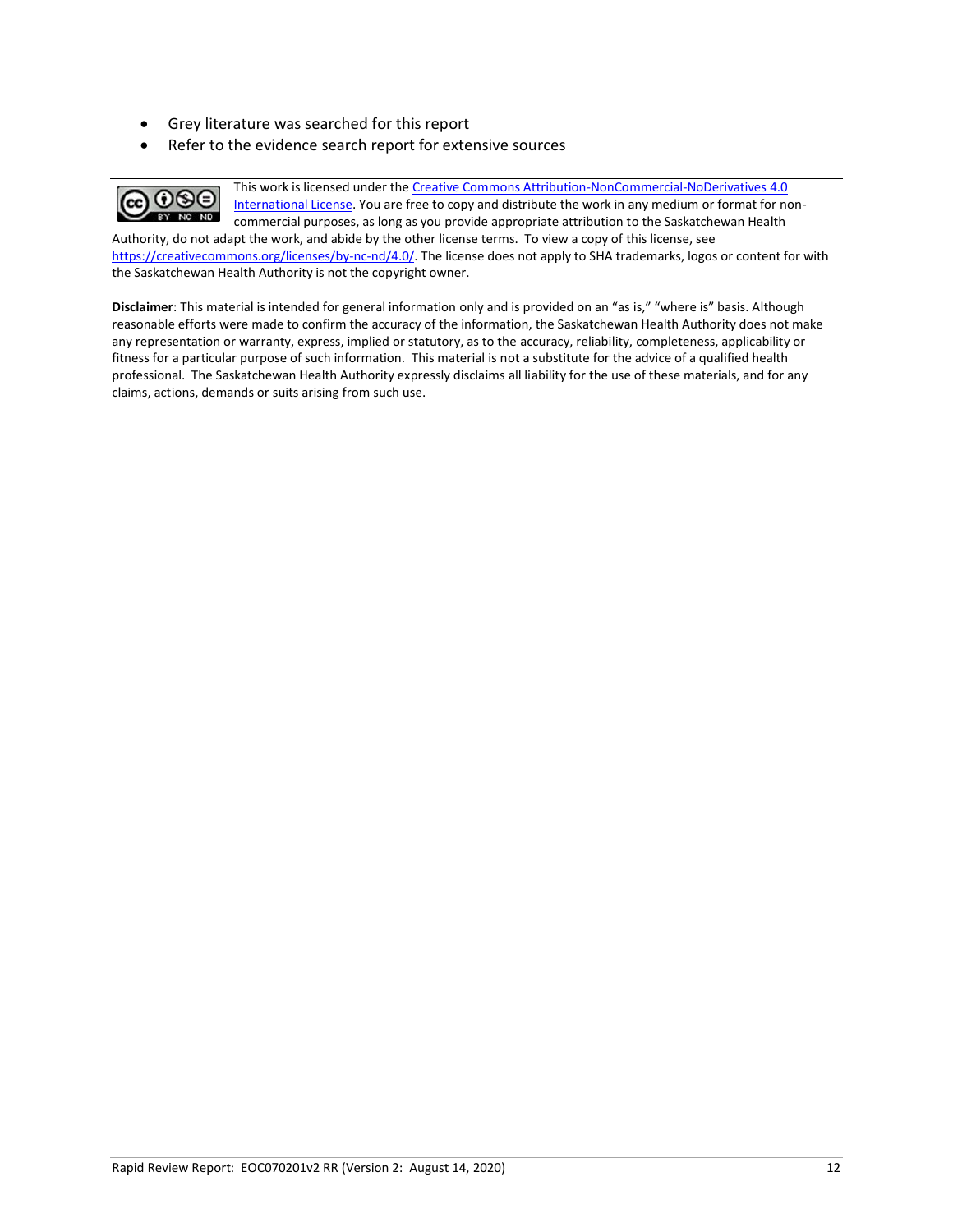- Grey literature was searched for this report
- Refer to the evidence search report for extensive sources

---

This work is licensed under the [Creative Commons Attribution-NonCommercial-NoDerivatives 4.0 International License](https://creativecommons.org/licenses/by-nc-nd/4.0/). You are free to copy and distribute the work in any medium or format for non-commercial purposes, as long as you provide appropriate attribution to the Saskatchewan Health Authority, do not adapt the work, and abide by the other license terms. To view a copy of this license, see https://creativecommons.org/licenses/by-nc-nd/4.0/. The license does not apply to SHA trademarks, logos or content for with the Saskatchewan Health Authority is not the copyright owner.

**Disclaimer**: This material is intended for general information only and is provided on an "as is," "where is" basis. Although reasonable efforts were made to confirm the accuracy of the information, the Saskatchewan Health Authority does not make any representation or warranty, express, implied or statutory, as to the accuracy, reliability, completeness, applicability or fitness for a particular purpose of such information. This material is not a substitute for the advice of a qualified health professional. The Saskatchewan Health Authority expressly disclaims all liability for the use of these materials, and for any claims, actions, demands or suits arising from such use.